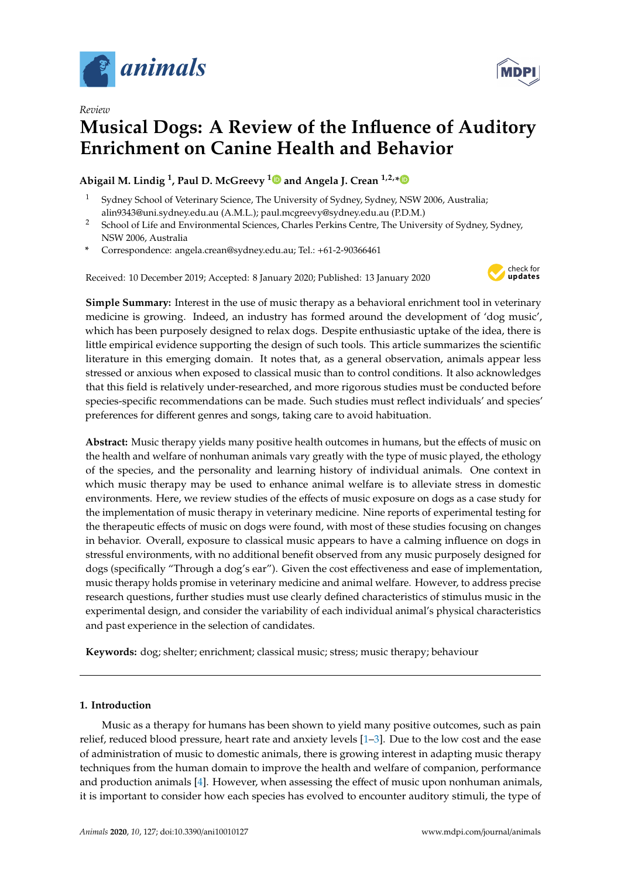*Review*

# Musical Dogs: A Review of the Influence of Auditory Enrichment on Canine Health and Behavior

**Abigail M. Lindig [1], Paul D. McGreevy [1] and Angela J. Crean [1,2,*]**

[1] Sydney School of Veterinary Science, The University of Sydney, Sydney, NSW 2006, Australia; alin9343@uni.sydney.edu.au (A.M.L.); paul.mcgreevy@sydney.edu.au (P.D.M.)

[2] School of Life and Environmental Sciences, Charles Perkins Centre, The University of Sydney, Sydney, NSW 2006, Australia

[*] Correspondence: angela.crean@sydney.edu.au; Tel.: +61-2-90366461

Received: 10 December 2019; Accepted: 8 January 2020; Published: 13 January 2020

**Simple Summary:** Interest in the use of music therapy as a behavioral enrichment tool in veterinary medicine is growing. Indeed, an industry has formed around the development of 'dog music', which has been purposely designed to relax dogs. Despite enthusiastic uptake of the idea, there is little empirical evidence supporting the design of such tools. This article summarizes the scientific literature in this emerging domain. It notes that, as a general observation, animals appear less stressed or anxious when exposed to classical music than to control conditions. It also acknowledges that this field is relatively under-researched, and more rigorous studies must be conducted before species-specific recommendations can be made. Such studies must reflect individuals' and species' preferences for different genres and songs, taking care to avoid habituation.

**Abstract:** Music therapy yields many positive health outcomes in humans, but the effects of music on the health and welfare of nonhuman animals vary greatly with the type of music played, the ethology of the species, and the personality and learning history of individual animals. One context in which music therapy may be used to enhance animal welfare is to alleviate stress in domestic environments. Here, we review studies of the effects of music exposure on dogs as a case study for the implementation of music therapy in veterinary medicine. Nine reports of experimental testing for the therapeutic effects of music on dogs were found, with most of these studies focusing on changes in behavior. Overall, exposure to classical music appears to have a calming influence on dogs in stressful environments, with no additional benefit observed from any music purposely designed for dogs (specifically "Through a dog's ear"). Given the cost effectiveness and ease of implementation, music therapy holds promise in veterinary medicine and animal welfare. However, to address precise research questions, further studies must use clearly defined characteristics of stimulus music in the experimental design, and consider the variability of each individual animal's physical characteristics and past experience in the selection of candidates.

**Keywords:** dog; shelter; enrichment; classical music; stress; music therapy; behaviour

## 1. Introduction

Music as a therapy for humans has been shown to yield many positive outcomes, such as pain relief, reduced blood pressure, heart rate and anxiety levels [1–3]. Due to the low cost and the ease of administration of music to domestic animals, there is growing interest in adapting music therapy techniques from the human domain to improve the health and welfare of companion, performance and production animals [4]. However, when assessing the effect of music upon nonhuman animals, it is important to consider how each species has evolved to encounter auditory stimuli, the type of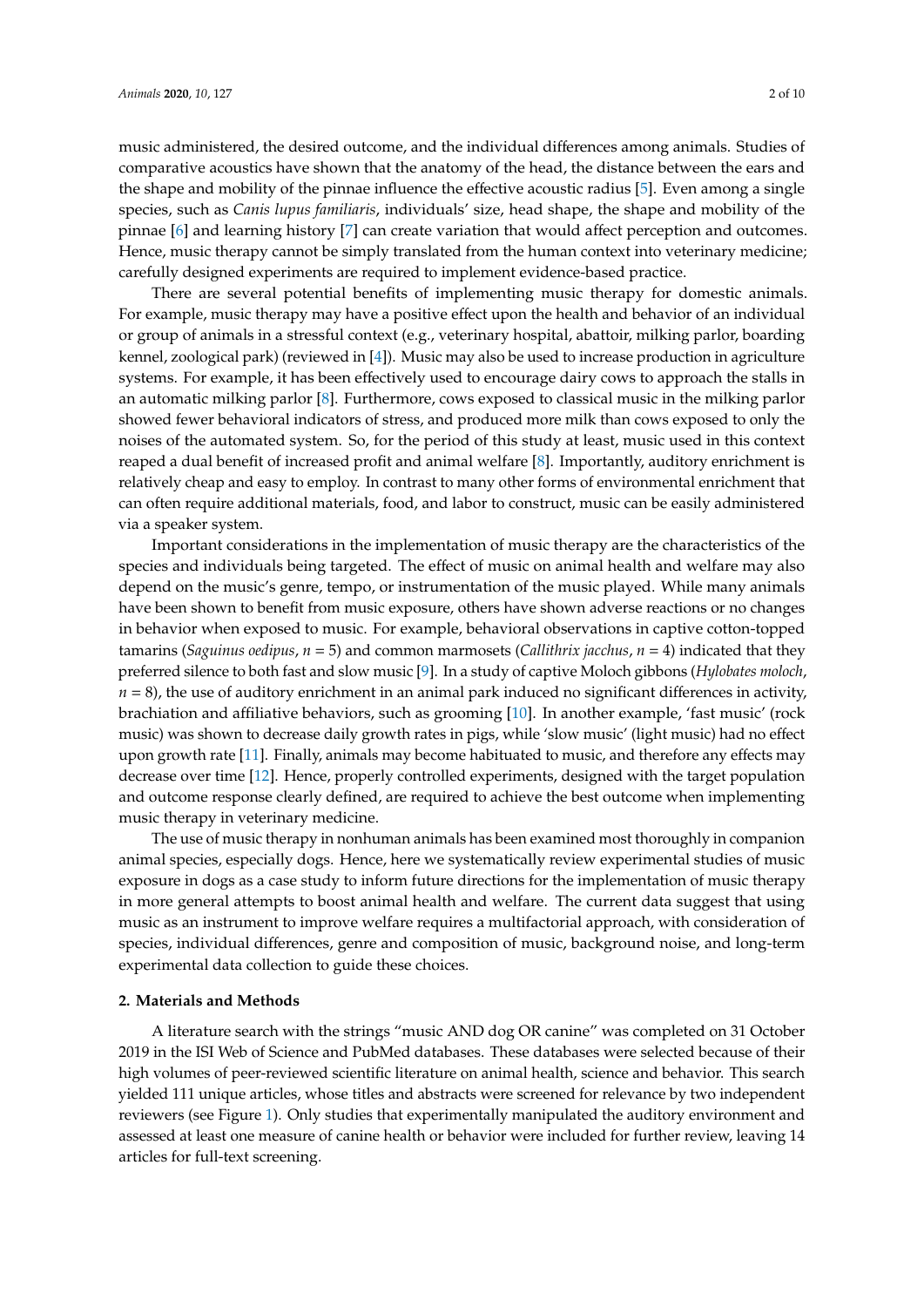music administered, the desired outcome, and the individual differences among animals. Studies of comparative acoustics have shown that the anatomy of the head, the distance between the ears and the shape and mobility of the pinnae influence the effective acoustic radius [5]. Even among a single species, such as *Canis lupus familiaris*, individuals' size, head shape, the shape and mobility of the pinnae [6] and learning history [7] can create variation that would affect perception and outcomes. Hence, music therapy cannot be simply translated from the human context into veterinary medicine; carefully designed experiments are required to implement evidence-based practice.

There are several potential benefits of implementing music therapy for domestic animals. For example, music therapy may have a positive effect upon the health and behavior of an individual or group of animals in a stressful context (e.g., veterinary hospital, abattoir, milking parlor, boarding kennel, zoological park) (reviewed in [4]). Music may also be used to increase production in agriculture systems. For example, it has been effectively used to encourage dairy cows to approach the stalls in an automatic milking parlor [8]. Furthermore, cows exposed to classical music in the milking parlor showed fewer behavioral indicators of stress, and produced more milk than cows exposed to only the noises of the automated system. So, for the period of this study at least, music used in this context reaped a dual benefit of increased profit and animal welfare [8]. Importantly, auditory enrichment is relatively cheap and easy to employ. In contrast to many other forms of environmental enrichment that can often require additional materials, food, and labor to construct, music can be easily administered via a speaker system.

Important considerations in the implementation of music therapy are the characteristics of the species and individuals being targeted. The effect of music on animal health and welfare may also depend on the music's genre, tempo, or instrumentation of the music played. While many animals have been shown to benefit from music exposure, others have shown adverse reactions or no changes in behavior when exposed to music. For example, behavioral observations in captive cotton-topped tamarins (*Saguinus oedipus*, $n = 5$) and common marmosets (*Callithrix jacchus*, $n = 4$) indicated that they preferred silence to both fast and slow music [9]. In a study of captive Moloch gibbons (*Hylobates moloch*, $n = 8$), the use of auditory enrichment in an animal park induced no significant differences in activity, brachiation and affiliative behaviors, such as grooming [10]. In another example, 'fast music' (rock music) was shown to decrease daily growth rates in pigs, while 'slow music' (light music) had no effect upon growth rate [11]. Finally, animals may become habituated to music, and therefore any effects may decrease over time [12]. Hence, properly controlled experiments, designed with the target population and outcome response clearly defined, are required to achieve the best outcome when implementing music therapy in veterinary medicine.

The use of music therapy in nonhuman animals has been examined most thoroughly in companion animal species, especially dogs. Hence, here we systematically review experimental studies of music exposure in dogs as a case study to inform future directions for the implementation of music therapy in more general attempts to boost animal health and welfare. The current data suggest that using music as an instrument to improve welfare requires a multifactorial approach, with consideration of species, individual differences, genre and composition of music, background noise, and long-term experimental data collection to guide these choices.

## 2. Materials and Methods

A literature search with the strings "music AND dog OR canine" was completed on 31 October 2019 in the ISI Web of Science and PubMed databases. These databases were selected because of their high volumes of peer-reviewed scientific literature on animal health, science and behavior. This search yielded 111 unique articles, whose titles and abstracts were screened for relevance by two independent reviewers (see Figure 1). Only studies that experimentally manipulated the auditory environment and assessed at least one measure of canine health or behavior were included for further review, leaving 14 articles for full-text screening.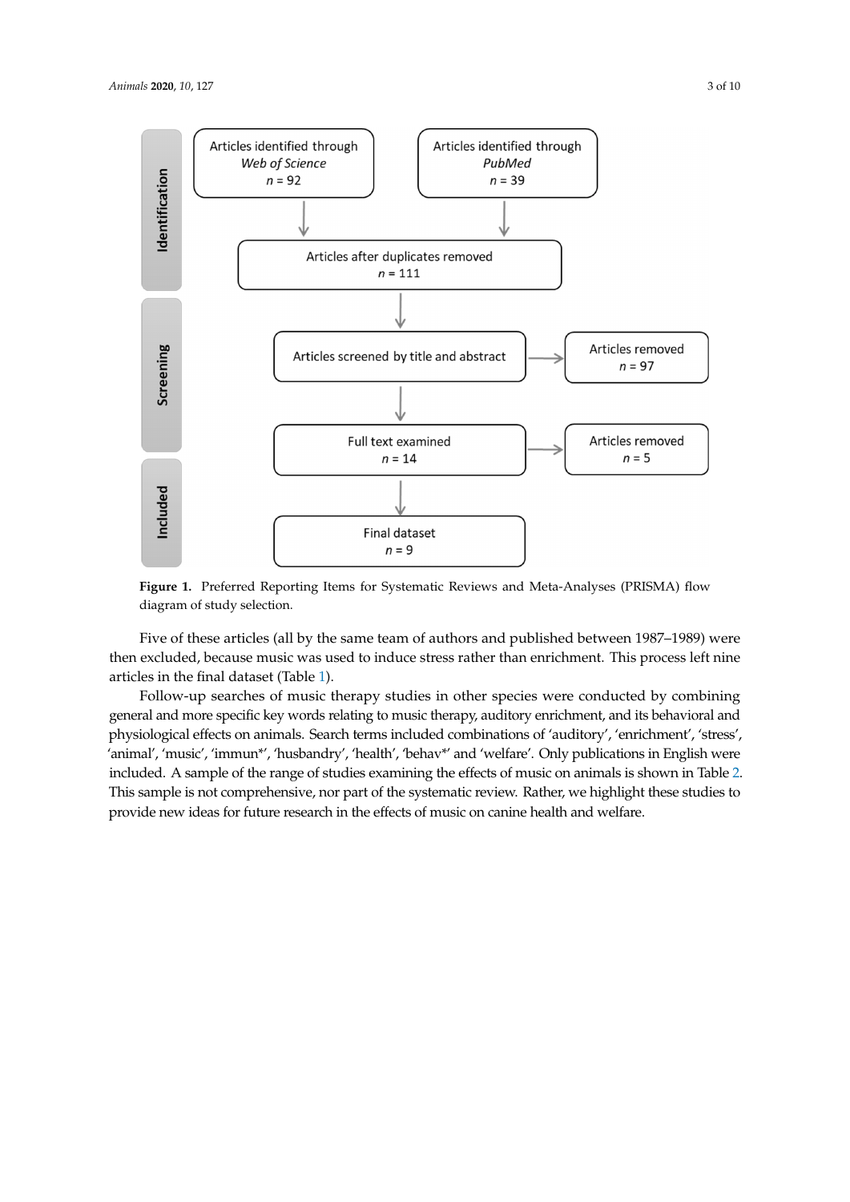| | | |
|---|---|---|
| Identification | Articles identified through *Web of Science* $n = 92$ | Articles identified through *PubMed* $n = 39$ |
| | Articles after duplicates removed $n = 111$ | |
| Screening | Articles screened by title and abstract | Articles removed $n = 97$ |
| | Full text examined $n = 14$ | Articles removed $n = 5$ |
| Included | Final dataset $n = 9$ | |

**Figure 1.** Preferred Reporting Items for Systematic Reviews and Meta-Analyses (PRISMA) flow diagram of study selection.

Five of these articles (all by the same team of authors and published between 1987–1989) were then excluded, because music was used to induce stress rather than enrichment. This process left nine articles in the final dataset (Table 1).

Follow-up searches of music therapy studies in other species were conducted by combining general and more specific key words relating to music therapy, auditory enrichment, and its behavioral and physiological effects on animals. Search terms included combinations of 'auditory', 'enrichment', 'stress', 'animal', 'music', 'immun*', 'husbandry', 'health', 'behav*' and 'welfare'. Only publications in English were included. A sample of the range of studies examining the effects of music on animals is shown in Table 2. This sample is not comprehensive, nor part of the systematic review. Rather, we highlight these studies to provide new ideas for future research in the effects of music on canine health and welfare.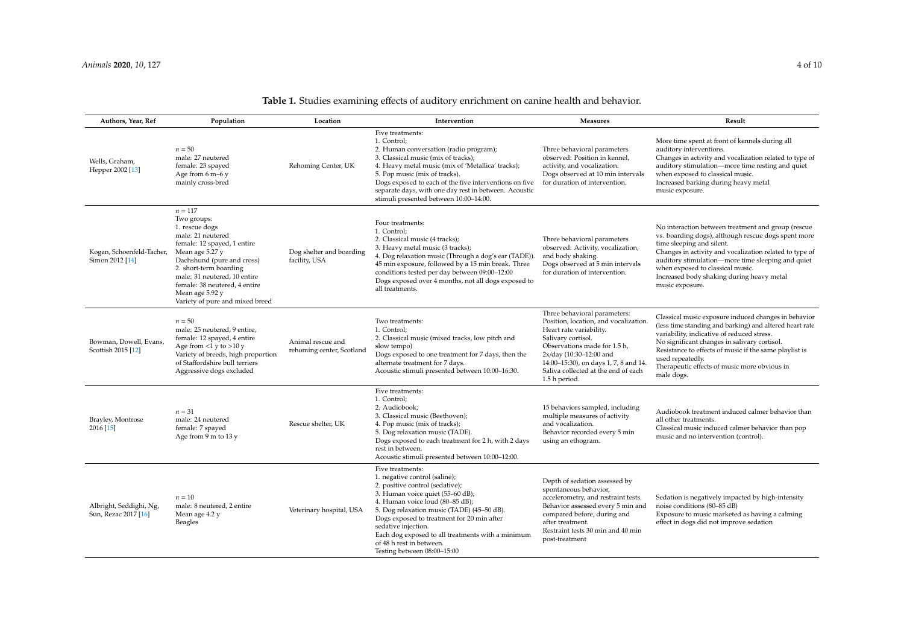**Table 1.** Studies examining effects of auditory enrichment on canine health and behavior.

| Authors, Year, Ref | Population | Location | Intervention | Measures | Result |
|---|---|---|---|---|---|
| Wells, Graham, Hepper 2002 [13] | $n$ = 50<br>male: 27 neutered<br>female: 23 spayed<br>Age from 6 m–6 y<br>mainly cross-bred | Rehoming Center, UK | Five treatments:<br>1. Control;<br>2. Human conversation (radio program);<br>3. Classical music (mix of tracks);<br>4. Heavy metal music (mix of 'Metallica' tracks);<br>5. Pop music (mix of tracks).<br>Dogs exposed to each of the five interventions on five separate days, with one day rest in between. Acoustic stimuli presented between 10:00–14:00. | Three behavioral parameters observed: Position in kennel, activity, and vocalization.<br>Dogs observed at 10 min intervals for duration of intervention. | More time spent at front of kennels during all auditory interventions.<br>Changes in activity and vocalization related to type of auditory stimulation—more time resting and quiet when exposed to classical music.<br>Increased barking during heavy metal music exposure. |
| Kogan, Schoenfeld-Tacher, Simon 2012 [14] | $n$ = 117<br>Two groups:<br>1. rescue dogs<br>male: 21 neutered<br>female: 12 spayed, 1 entire<br>Mean age 5.27 y<br>Dachshund (pure and cross)<br>2. short-term boarding<br>male: 31 neutered, 10 entire<br>female: 38 neutered, 4 entire<br>Mean age 5.92 y<br>Variety of pure and mixed breed | Dog shelter and boarding facility, USA | Four treatments:<br>1. Control;<br>2. Classical music (4 tracks);<br>3. Heavy metal music (3 tracks);<br>4. Dog relaxation music (Through a dog's ear (TADE)).<br>45 min exposure, followed by a 15 min break. Three conditions tested per day between 09:00–12:00<br>Dogs exposed over 4 months, not all dogs exposed to all treatments. | Three behavioral parameters observed: Activity, vocalization, and body shaking.<br>Dogs observed at 5 min intervals for duration of intervention. | No interaction between treatment and group (rescue vs. boarding dogs), although rescue dogs spent more time sleeping and silent.<br>Changes in activity and vocalization related to type of auditory stimulation—more time sleeping and quiet when exposed to classical music.<br>Increased body shaking during heavy metal music exposure. |
| Bowman, Dowell, Evans, Scottish 2015 [12] | $n$ = 50<br>male: 25 neutered, 9 entire,<br>female: 12 spayed, 4 entire<br>Age from <1 y to >10 y<br>Variety of breeds, high proportion of Staffordshire bull terriers<br>Aggressive dogs excluded | Animal rescue and rehoming center, Scotland | Two treatments:<br>1. Control;<br>2. Classical music (mixed tracks, low pitch and slow tempo)<br>Dogs exposed to one treatment for 7 days, then the alternate treatment for 7 days.<br>Acoustic stimuli presented between 10:00–16:30. | Three behavioral parameters: Position, location, and vocalization.<br>Heart rate variability.<br>Salivary cortisol.<br>Observations made for 1.5 h, 2x/day (10:30–12:00 and 14:00–15:30), on days 1, 7, 8 and 14.<br>Saliva collected at the end of each 1.5 h period. | Classical music exposure induced changes in behavior (less time standing and barking) and altered heart rate variability, indicative of reduced stress.<br>No significant changes in salivary cortisol.<br>Resistance to effects of music if the same playlist is used repeatedly.<br>Therapeutic effects of music more obvious in male dogs. |
| Brayley, Montrose 2016 [15] | $n$ = 31<br>male: 24 neutered<br>female: 7 spayed<br>Age from 9 m to 13 y | Rescue shelter, UK | Five treatments:<br>1. Control;<br>2. Audiobook;<br>3. Classical music (Beethoven);<br>4. Pop music (mix of tracks);<br>5. Dog relaxation music (TADE).<br>Dogs exposed to each treatment for 2 h, with 2 days rest in between.<br>Acoustic stimuli presented between 10:00–12:00. | 15 behaviors sampled, including multiple measures of activity and vocalization.<br>Behavior recorded every 5 min using an ethogram. | Audiobook treatment induced calmer behavior than all other treatments.<br>Classical music induced calmer behavior than pop music and no intervention (control). |
| Albright, Seddighi, Ng, Sun, Rezac 2017 [16] | $n$ = 10<br>male: 8 neutered, 2 entire<br>Mean age 4.2 y<br>Beagles | Veterinary hospital, USA | Five treatments:<br>1. negative control (saline);<br>2. positive control (sedative);<br>3. Human voice quiet (55–60 dB);<br>4. Human voice loud (80–85 dB);<br>5. Dog relaxation music (TADE) (45–50 dB).<br>Dogs exposed to treatment for 20 min after sedative injection.<br>Each dog exposed to all treatments with a minimum of 48 h rest in between.<br>Testing between 08:00–15:00 | Depth of sedation assessed by spontaneous behavior, accelerometry, and restraint tests.<br>Behavior assessed every 5 min and compared before, during and after treatment.<br>Restraint tests 30 min and 40 min post-treatment | Sedation is negatively impacted by high-intensity noise conditions (80–85 dB)<br>Exposure to music marketed as having a calming effect in dogs did not improve sedation |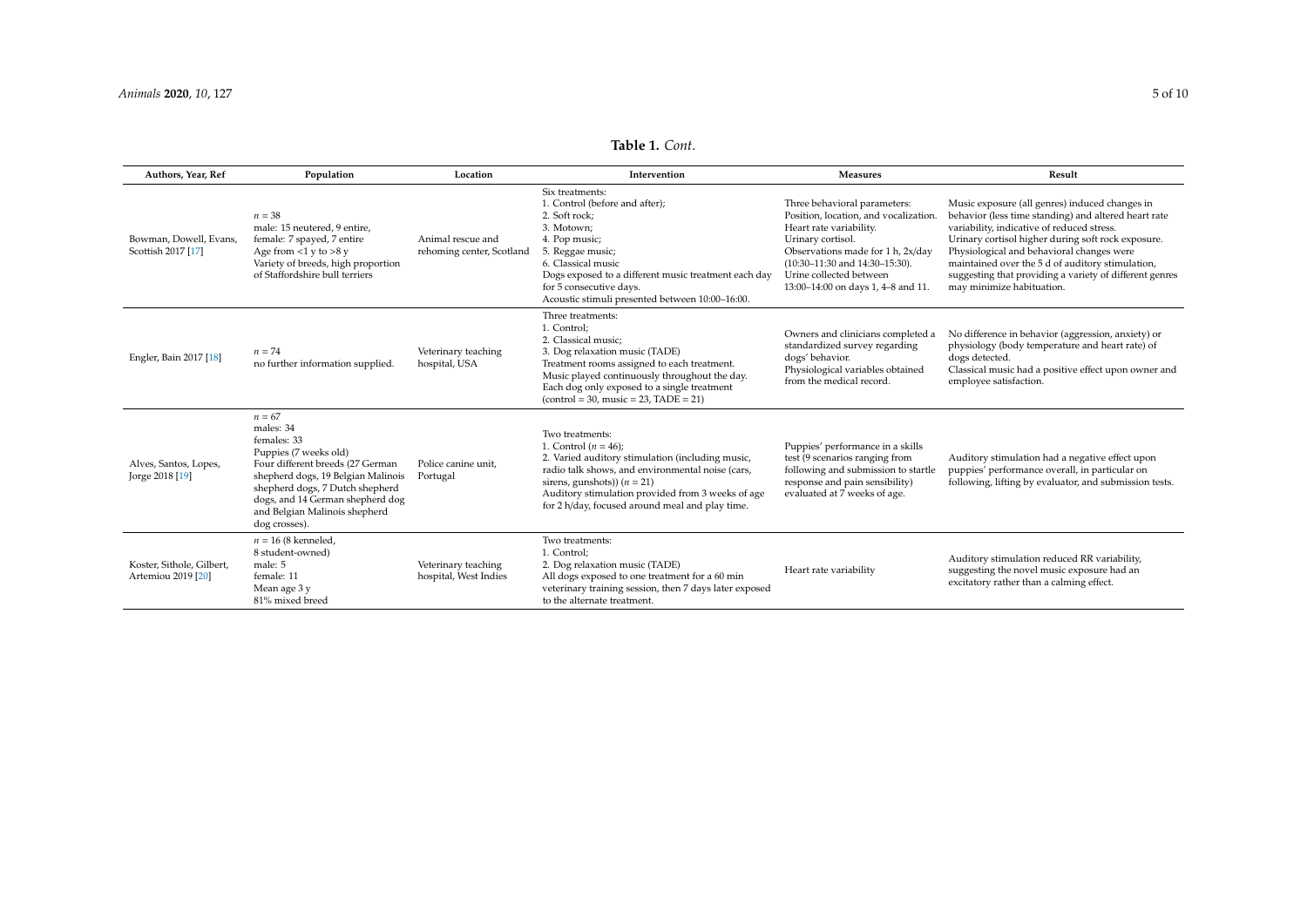**Table 1.** *Cont.*

| Authors, Year, Ref | Population | Location | Intervention | Measures | Result |
|---|---|---|---|---|---|
| Bowman, Dowell, Evans, Scottish 2017 [17] | $n = 38$<br>male: 15 neutered, 9 entire,<br>female: 7 spayed, 7 entire<br>Age from <1 y to >8 y<br>Variety of breeds, high proportion of Staffordshire bull terriers | Animal rescue and rehoming center, Scotland | Six treatments:<br>1. Control (before and after);<br>2. Soft rock;<br>3. Motown;<br>4. Pop music;<br>5. Reggae music;<br>6. Classical music<br>Dogs exposed to a different music treatment each day for 5 consecutive days.<br>Acoustic stimuli presented between 10:00–16:00. | Three behavioral parameters: Position, location, and vocalization.<br>Heart rate variability.<br>Urinary cortisol.<br>Observations made for 1 h, 2x/day (10:30–11:30 and 14:30–15:30).<br>Urine collected between 13:00–14:00 on days 1, 4–8 and 11. | Music exposure (all genres) induced changes in behavior (less time standing) and altered heart rate variability, indicative of reduced stress.<br>Urinary cortisol higher during soft rock exposure.<br>Physiological and behavioral changes were maintained over the 5 d of auditory stimulation, suggesting that providing a variety of different genres may minimize habituation. |
| Engler, Bain 2017 [18] | $n = 74$<br>no further information supplied. | Veterinary teaching hospital, USA | Three treatments:<br>1. Control;<br>2. Classical music;<br>3. Dog relaxation music (TADE)<br>Treatment rooms assigned to each treatment.<br>Music played continuously throughout the day.<br>Each dog only exposed to a single treatment (control = 30, music = 23, TADE = 21) | Owners and clinicians completed a standardized survey regarding dogs' behavior.<br>Physiological variables obtained from the medical record. | No difference in behavior (aggression, anxiety) or physiology (body temperature and heart rate) of dogs detected.<br>Classical music had a positive effect upon owner and employee satisfaction. |
| Alves, Santos, Lopes, Jorge 2018 [19] | $n = 67$<br>males: 34<br>females: 33<br>Puppies (7 weeks old)<br>Four different breeds (27 German shepherd dogs, 19 Belgian Malinois shepherd dogs, 7 Dutch shepherd dogs, and 14 German shepherd dog and Belgian Malinois shepherd dog crosses). | Police canine unit, Portugal | Two treatments:<br>1. Control ($n = 46$);<br>2. Varied auditory stimulation (including music, radio talk shows, and environmental noise (cars, sirens, gunshots)) ($n = 21$)<br>Auditory stimulation provided from 3 weeks of age for 2 h/day, focused around meal and play time. | Puppies' performance in a skills test (9 scenarios ranging from following and submission to startle response and pain sensibility) evaluated at 7 weeks of age. | Auditory stimulation had a negative effect upon puppies' performance overall, in particular on following, lifting by evaluator, and submission tests. |
| Koster, Sithole, Gilbert, Artemiou 2019 [20] | $n = 16$ (8 kenneled, 8 student-owned)<br>male: 5<br>female: 11<br>Mean age 3 y<br>81% mixed breed | Veterinary teaching hospital, West Indies | Two treatments:<br>1. Control;<br>2. Dog relaxation music (TADE)<br>All dogs exposed to one treatment for a 60 min veterinary training session, then 7 days later exposed to the alternate treatment. | Heart rate variability | Auditory stimulation reduced RR variability, suggesting the novel music exposure had an excitatory rather than a calming effect. |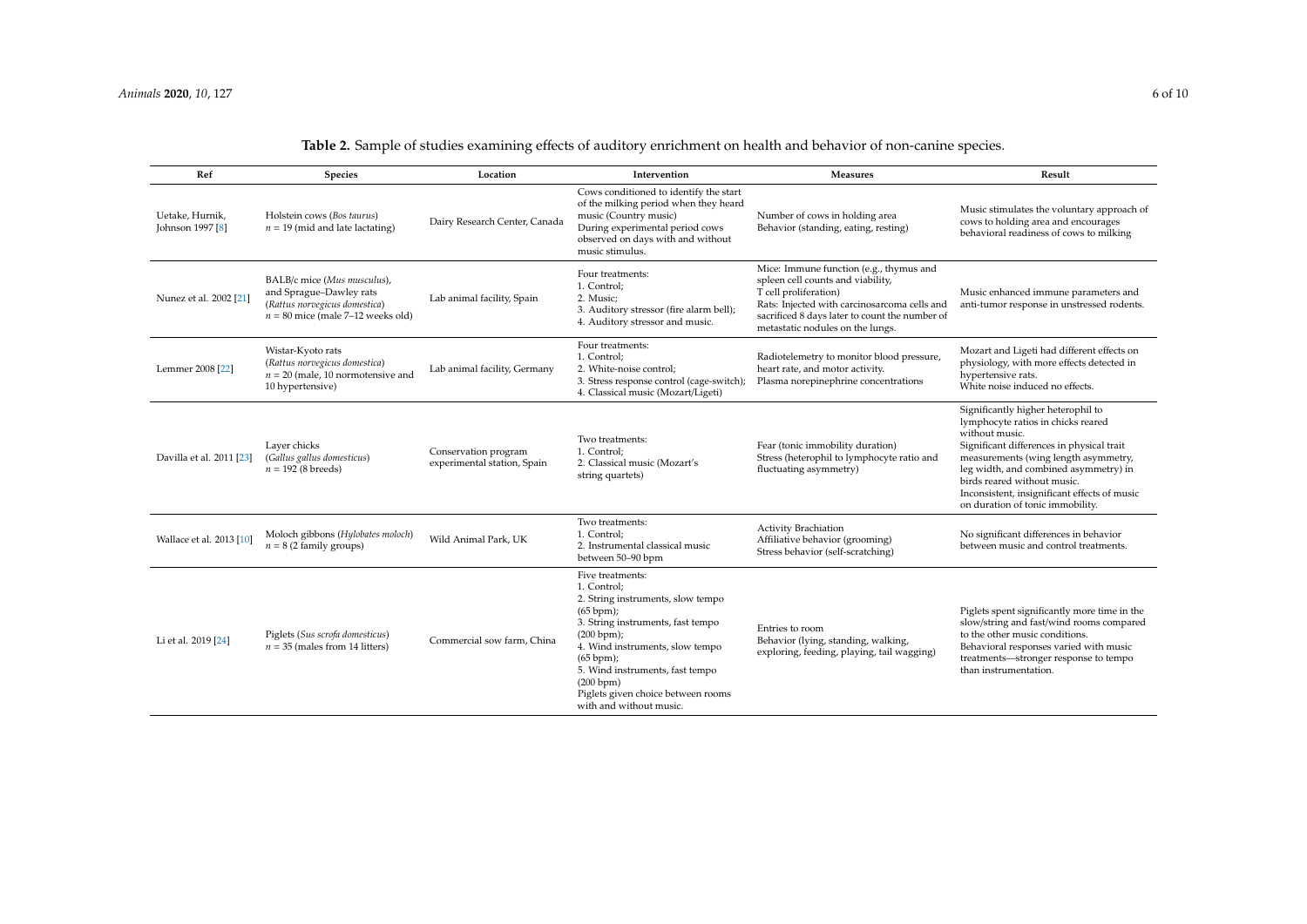**Table 2.** Sample of studies examining effects of auditory enrichment on health and behavior of non-canine species.

| Ref | Species | Location | Intervention | Measures | Result |
|---|---|---|---|---|---|
| Uetake, Hurnik, Johnson 1997 [8] | Holstein cows (*Bos taurus*)<br>$n = 19$ (mid and late lactating) | Dairy Research Center, Canada | Cows conditioned to identify the start of the milking period when they heard music (Country music)<br>During experimental period cows observed on days with and without music stimulus. | Number of cows in holding area<br>Behavior (standing, eating, resting) | Music stimulates the voluntary approach of cows to holding area and encourages behavioral readiness of cows to milking |
| Nunez et al. 2002 [21] | BALB/c mice (*Mus musculus*), and Sprague–Dawley rats (*Rattus norvegicus domestica*)<br>$n = 80$ mice (male 7–12 weeks old) | Lab animal facility, Spain | Four treatments:<br>1. Control;<br>2. Music;<br>3. Auditory stressor (fire alarm bell);<br>4. Auditory stressor and music. | Mice: Immune function (e.g., thymus and spleen cell counts and viability, T cell proliferation)<br>Rats: Injected with carcinosarcoma cells and sacrificed 8 days later to count the number of metastatic nodules on the lungs. | Music enhanced immune parameters and anti-tumor response in unstressed rodents. |
| Lemmer 2008 [22] | Wistar-Kyoto rats (*Rattus norvegicus domestica*)<br>$n = 20$ (male, 10 normotensive and 10 hypertensive) | Lab animal facility, Germany | Four treatments:<br>1. Control;<br>2. White-noise control;<br>3. Stress response control (cage-switch);<br>4. Classical music (Mozart/Ligeti) | Radiotelemetry to monitor blood pressure, heart rate, and motor activity.<br>Plasma norepinephrine concentrations | Mozart and Ligeti had different effects on physiology, with more effects detected in hypertensive rats.<br>White noise induced no effects. |
| Davilla et al. 2011 [23] | Layer chicks (*Gallus gallus domesticus*)<br>$n = 192$ (8 breeds) | Conservation program experimental station, Spain | Two treatments:<br>1. Control;<br>2. Classical music (Mozart's string quartets) | Fear (tonic immobility duration)<br>Stress (heterophil to lymphocyte ratio and fluctuating asymmetry) | Significantly higher heterophil to lymphocyte ratios in chicks reared without music.<br>Significant differences in physical trait measurements (wing length asymmetry, leg width, and combined asymmetry) in birds reared without music.<br>Inconsistent, insignificant effects of music on duration of tonic immobility. |
| Wallace et al. 2013 [10] | Moloch gibbons (*Hylobates moloch*)<br>$n = 8$ (2 family groups) | Wild Animal Park, UK | Two treatments:<br>1. Control;<br>2. Instrumental classical music between 50–90 bpm | Activity Brachiation<br>Affiliative behavior (grooming)<br>Stress behavior (self-scratching) | No significant differences in behavior between music and control treatments. |
| Li et al. 2019 [24] | Piglets (*Sus scrofa domesticus*)<br>$n = 35$ (males from 14 litters) | Commercial sow farm, China | Five treatments:<br>1. Control;<br>2. String instruments, slow tempo (65 bpm);<br>3. String instruments, fast tempo (200 bpm);<br>4. Wind instruments, slow tempo (65 bpm);<br>5. Wind instruments, fast tempo (200 bpm)<br>Piglets given choice between rooms with and without music. | Entries to room<br>Behavior (lying, standing, walking, exploring, feeding, playing, tail wagging) | Piglets spent significantly more time in the slow/string and fast/wind rooms compared to the other music conditions.<br>Behavioral responses varied with music treatments—stronger response to tempo than instrumentation. |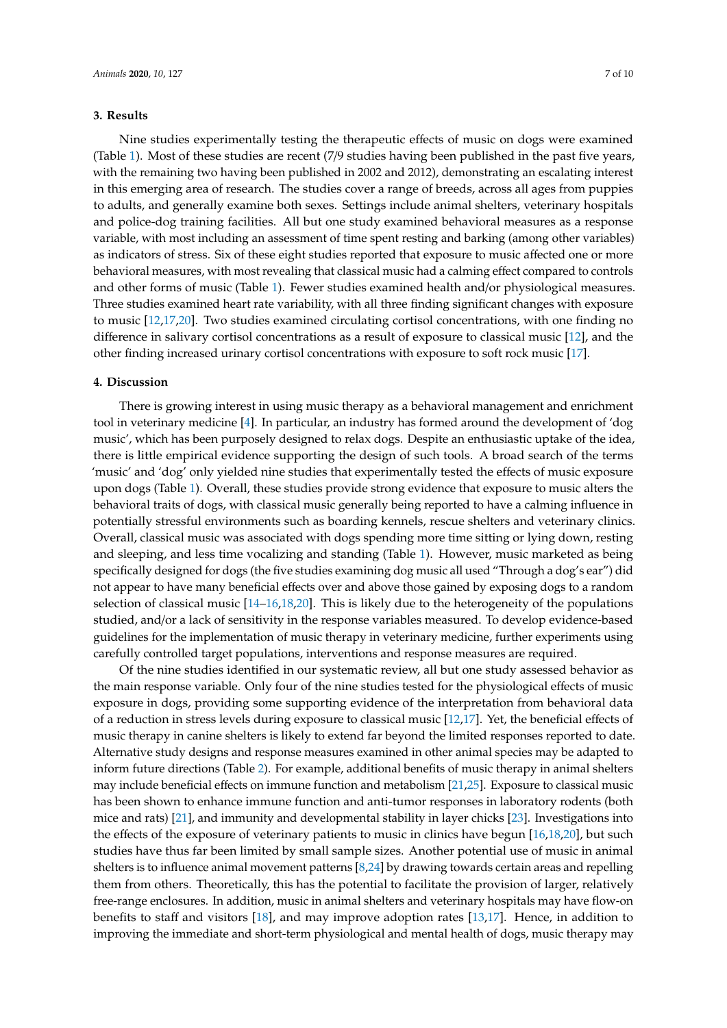## 3. Results

Nine studies experimentally testing the therapeutic effects of music on dogs were examined (Table 1). Most of these studies are recent (7/9 studies having been published in the past five years, with the remaining two having been published in 2002 and 2012), demonstrating an escalating interest in this emerging area of research. The studies cover a range of breeds, across all ages from puppies to adults, and generally examine both sexes. Settings include animal shelters, veterinary hospitals and police-dog training facilities. All but one study examined behavioral measures as a response variable, with most including an assessment of time spent resting and barking (among other variables) as indicators of stress. Six of these eight studies reported that exposure to music affected one or more behavioral measures, with most revealing that classical music had a calming effect compared to controls and other forms of music (Table 1). Fewer studies examined health and/or physiological measures. Three studies examined heart rate variability, with all three finding significant changes with exposure to music [12,17,20]. Two studies examined circulating cortisol concentrations, with one finding no difference in salivary cortisol concentrations as a result of exposure to classical music [12], and the other finding increased urinary cortisol concentrations with exposure to soft rock music [17].

## 4. Discussion

There is growing interest in using music therapy as a behavioral management and enrichment tool in veterinary medicine [4]. In particular, an industry has formed around the development of 'dog music', which has been purposely designed to relax dogs. Despite an enthusiastic uptake of the idea, there is little empirical evidence supporting the design of such tools. A broad search of the terms 'music' and 'dog' only yielded nine studies that experimentally tested the effects of music exposure upon dogs (Table 1). Overall, these studies provide strong evidence that exposure to music alters the behavioral traits of dogs, with classical music generally being reported to have a calming influence in potentially stressful environments such as boarding kennels, rescue shelters and veterinary clinics. Overall, classical music was associated with dogs spending more time sitting or lying down, resting and sleeping, and less time vocalizing and standing (Table 1). However, music marketed as being specifically designed for dogs (the five studies examining dog music all used "Through a dog's ear") did not appear to have many beneficial effects over and above those gained by exposing dogs to a random selection of classical music [14–16,18,20]. This is likely due to the heterogeneity of the populations studied, and/or a lack of sensitivity in the response variables measured. To develop evidence-based guidelines for the implementation of music therapy in veterinary medicine, further experiments using carefully controlled target populations, interventions and response measures are required.

Of the nine studies identified in our systematic review, all but one study assessed behavior as the main response variable. Only four of the nine studies tested for the physiological effects of music exposure in dogs, providing some supporting evidence of the interpretation from behavioral data of a reduction in stress levels during exposure to classical music [12,17]. Yet, the beneficial effects of music therapy in canine shelters is likely to extend far beyond the limited responses reported to date. Alternative study designs and response measures examined in other animal species may be adapted to inform future directions (Table 2). For example, additional benefits of music therapy in animal shelters may include beneficial effects on immune function and metabolism [21,25]. Exposure to classical music has been shown to enhance immune function and anti-tumor responses in laboratory rodents (both mice and rats) [21], and immunity and developmental stability in layer chicks [23]. Investigations into the effects of the exposure of veterinary patients to music in clinics have begun [16,18,20], but such studies have thus far been limited by small sample sizes. Another potential use of music in animal shelters is to influence animal movement patterns [8,24] by drawing towards certain areas and repelling them from others. Theoretically, this has the potential to facilitate the provision of larger, relatively free-range enclosures. In addition, music in animal shelters and veterinary hospitals may have flow-on benefits to staff and visitors [18], and may improve adoption rates [13,17]. Hence, in addition to improving the immediate and short-term physiological and mental health of dogs, music therapy may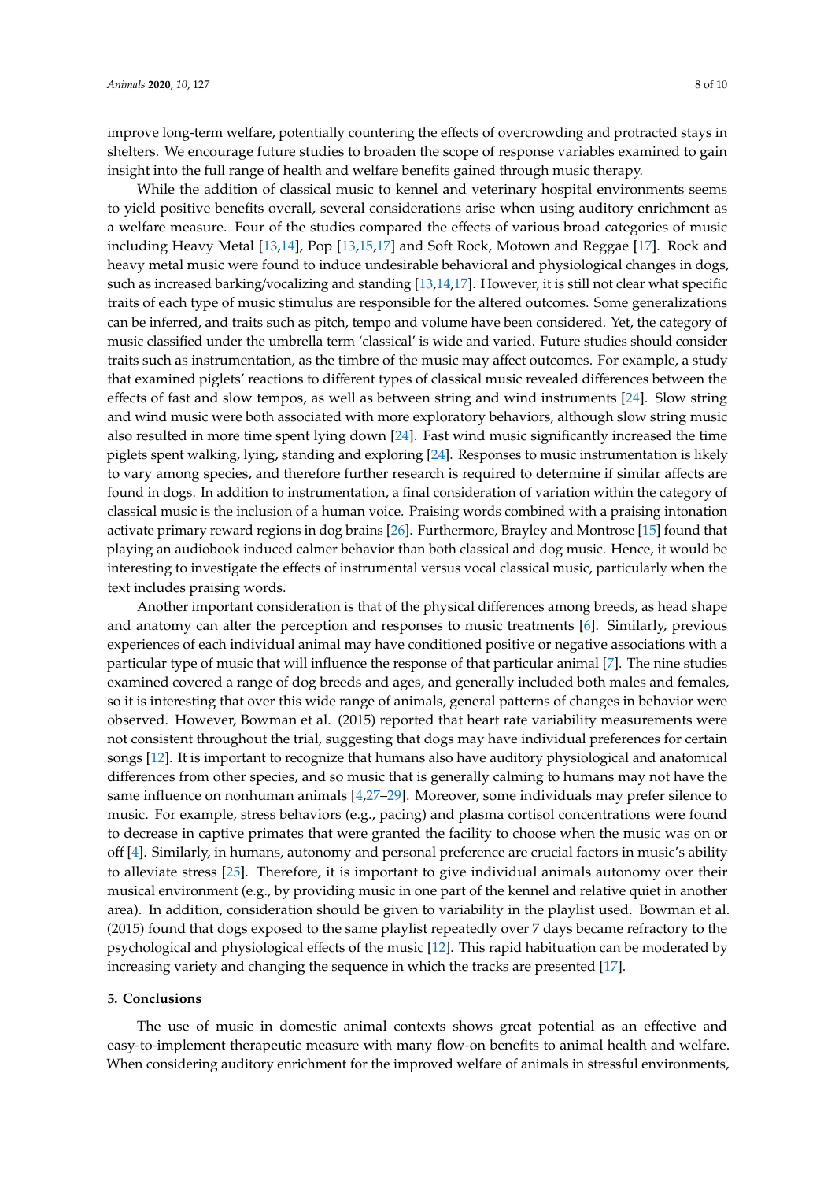improve long-term welfare, potentially countering the effects of overcrowding and protracted stays in shelters. We encourage future studies to broaden the scope of response variables examined to gain insight into the full range of health and welfare benefits gained through music therapy.

While the addition of classical music to kennel and veterinary hospital environments seems to yield positive benefits overall, several considerations arise when using auditory enrichment as a welfare measure. Four of the studies compared the effects of various broad categories of music including Heavy Metal [13,14], Pop [13,15,17] and Soft Rock, Motown and Reggae [17]. Rock and heavy metal music were found to induce undesirable behavioral and physiological changes in dogs, such as increased barking/vocalizing and standing [13,14,17]. However, it is still not clear what specific traits of each type of music stimulus are responsible for the altered outcomes. Some generalizations can be inferred, and traits such as pitch, tempo and volume have been considered. Yet, the category of music classified under the umbrella term 'classical' is wide and varied. Future studies should consider traits such as instrumentation, as the timbre of the music may affect outcomes. For example, a study that examined piglets' reactions to different types of classical music revealed differences between the effects of fast and slow tempos, as well as between string and wind instruments [24]. Slow string and wind music were both associated with more exploratory behaviors, although slow string music also resulted in more time spent lying down [24]. Fast wind music significantly increased the time piglets spent walking, lying, standing and exploring [24]. Responses to music instrumentation is likely to vary among species, and therefore further research is required to determine if similar affects are found in dogs. In addition to instrumentation, a final consideration of variation within the category of classical music is the inclusion of a human voice. Praising words combined with a praising intonation activate primary reward regions in dog brains [26]. Furthermore, Brayley and Montrose [15] found that playing an audiobook induced calmer behavior than both classical and dog music. Hence, it would be interesting to investigate the effects of instrumental versus vocal classical music, particularly when the text includes praising words.

Another important consideration is that of the physical differences among breeds, as head shape and anatomy can alter the perception and responses to music treatments [6]. Similarly, previous experiences of each individual animal may have conditioned positive or negative associations with a particular type of music that will influence the response of that particular animal [7]. The nine studies examined covered a range of dog breeds and ages, and generally included both males and females, so it is interesting that over this wide range of animals, general patterns of changes in behavior were observed. However, Bowman et al. (2015) reported that heart rate variability measurements were not consistent throughout the trial, suggesting that dogs may have individual preferences for certain songs [12]. It is important to recognize that humans also have auditory physiological and anatomical differences from other species, and so music that is generally calming to humans may not have the same influence on nonhuman animals [4,27–29]. Moreover, some individuals may prefer silence to music. For example, stress behaviors (e.g., pacing) and plasma cortisol concentrations were found to decrease in captive primates that were granted the facility to choose when the music was on or off [4]. Similarly, in humans, autonomy and personal preference are crucial factors in music's ability to alleviate stress [25]. Therefore, it is important to give individual animals autonomy over their musical environment (e.g., by providing music in one part of the kennel and relative quiet in another area). In addition, consideration should be given to variability in the playlist used. Bowman et al. (2015) found that dogs exposed to the same playlist repeatedly over 7 days became refractory to the psychological and physiological effects of the music [12]. This rapid habituation can be moderated by increasing variety and changing the sequence in which the tracks are presented [17].

## 5. Conclusions

The use of music in domestic animal contexts shows great potential as an effective and easy-to-implement therapeutic measure with many flow-on benefits to animal health and welfare. When considering auditory enrichment for the improved welfare of animals in stressful environments,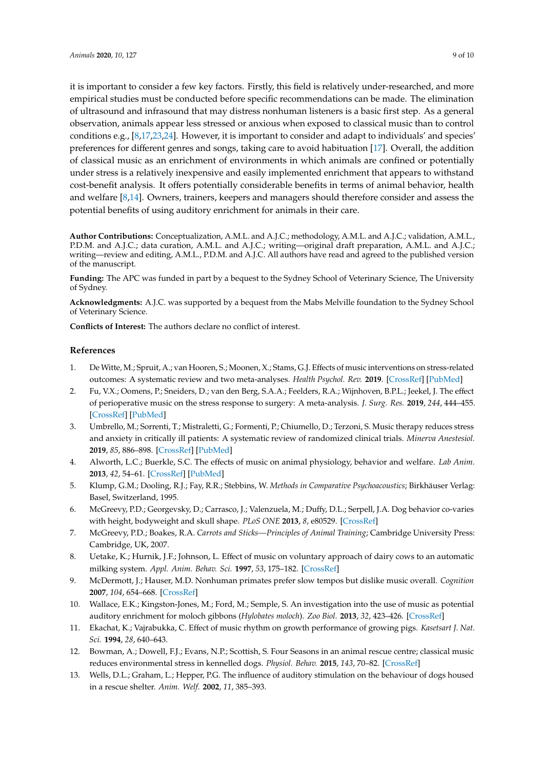it is important to consider a few key factors. Firstly, this field is relatively under-researched, and more empirical studies must be conducted before specific recommendations can be made. The elimination of ultrasound and infrasound that may distress nonhuman listeners is a basic first step. As a general observation, animals appear less stressed or anxious when exposed to classical music than to control conditions e.g., [8,17,23,24]. However, it is important to consider and adapt to individuals' and species' preferences for different genres and songs, taking care to avoid habituation [17]. Overall, the addition of classical music as an enrichment of environments in which animals are confined or potentially under stress is a relatively inexpensive and easily implemented enrichment that appears to withstand cost-benefit analysis. It offers potentially considerable benefits in terms of animal behavior, health and welfare [8,14]. Owners, trainers, keepers and managers should therefore consider and assess the potential benefits of using auditory enrichment for animals in their care.

**Author Contributions:** Conceptualization, A.M.L. and A.J.C.; methodology, A.M.L. and A.J.C.; validation, A.M.L., P.D.M. and A.J.C.; data curation, A.M.L. and A.J.C.; writing—original draft preparation, A.M.L. and A.J.C.; writing—review and editing, A.M.L., P.D.M. and A.J.C. All authors have read and agreed to the published version of the manuscript.

**Funding:** The APC was funded in part by a bequest to the Sydney School of Veterinary Science, The University of Sydney.

**Acknowledgments:** A.J.C. was supported by a bequest from the Mabs Melville foundation to the Sydney School of Veterinary Science.

**Conflicts of Interest:** The authors declare no conflict of interest.

## References

1. De Witte, M.; Spruit, A.; van Hooren, S.; Moonen, X.; Stams, G.J. Effects of music interventions on stress-related outcomes: A systematic review and two meta-analyses. *Health Psychol. Rev.* **2019**. [CrossRef] [PubMed]
2. Fu, V.X.; Oomens, P.; Sneiders, D.; van den Berg, S.A.A.; Feelders, R.A.; Wijnhoven, B.P.L.; Jeekel, J. The effect of perioperative music on the stress response to surgery: A meta-analysis. *J. Surg. Res.* **2019**, *244*, 444–455. [CrossRef] [PubMed]
3. Umbrello, M.; Sorrenti, T.; Mistraletti, G.; Formenti, P.; Chiumello, D.; Terzoni, S. Music therapy reduces stress and anxiety in critically ill patients: A systematic review of randomized clinical trials. *Minerva Anestesiol.* **2019**, *85*, 886–898. [CrossRef] [PubMed]
4. Alworth, L.C.; Buerkle, S.C. The effects of music on animal physiology, behavior and welfare. *Lab Anim.* **2013**, *42*, 54–61. [CrossRef] [PubMed]
5. Klump, G.M.; Dooling, R.J.; Fay, R.R.; Stebbins, W. *Methods in Comparative Psychoacoustics*; Birkhäuser Verlag: Basel, Switzerland, 1995.
6. McGreevy, P.D.; Georgevsky, D.; Carrasco, J.; Valenzuela, M.; Duffy, D.L.; Serpell, J.A. Dog behavior co-varies with height, bodyweight and skull shape. *PLoS ONE* **2013**, *8*, e80529. [CrossRef]
7. McGreevy, P.D.; Boakes, R.A. *Carrots and Sticks—Principles of Animal Training*; Cambridge University Press: Cambridge, UK, 2007.
8. Uetake, K.; Hurnik, J.F.; Johnson, L. Effect of music on voluntary approach of dairy cows to an automatic milking system. *Appl. Anim. Behav. Sci.* **1997**, *53*, 175–182. [CrossRef]
9. McDermott, J.; Hauser, M.D. Nonhuman primates prefer slow tempos but dislike music overall. *Cognition* **2007**, *104*, 654–668. [CrossRef]
10. Wallace, E.K.; Kingston-Jones, M.; Ford, M.; Semple, S. An investigation into the use of music as potential auditory enrichment for moloch gibbons (*Hylobates moloch*). *Zoo Biol.* **2013**, *32*, 423–426. [CrossRef]
11. Ekachat, K.; Vajrabukka, C. Effect of music rhythm on growth performance of growing pigs. *Kasetsart J. Nat. Sci.* **1994**, *28*, 640–643.
12. Bowman, A.; Dowell, F.J.; Evans, N.P.; Scottish, S. Four Seasons in an animal rescue centre; classical music reduces environmental stress in kennelled dogs. *Physiol. Behav.* **2015**, *143*, 70–82. [CrossRef]
13. Wells, D.L.; Graham, L.; Hepper, P.G. The influence of auditory stimulation on the behaviour of dogs housed in a rescue shelter. *Anim. Welf.* **2002**, *11*, 385–393.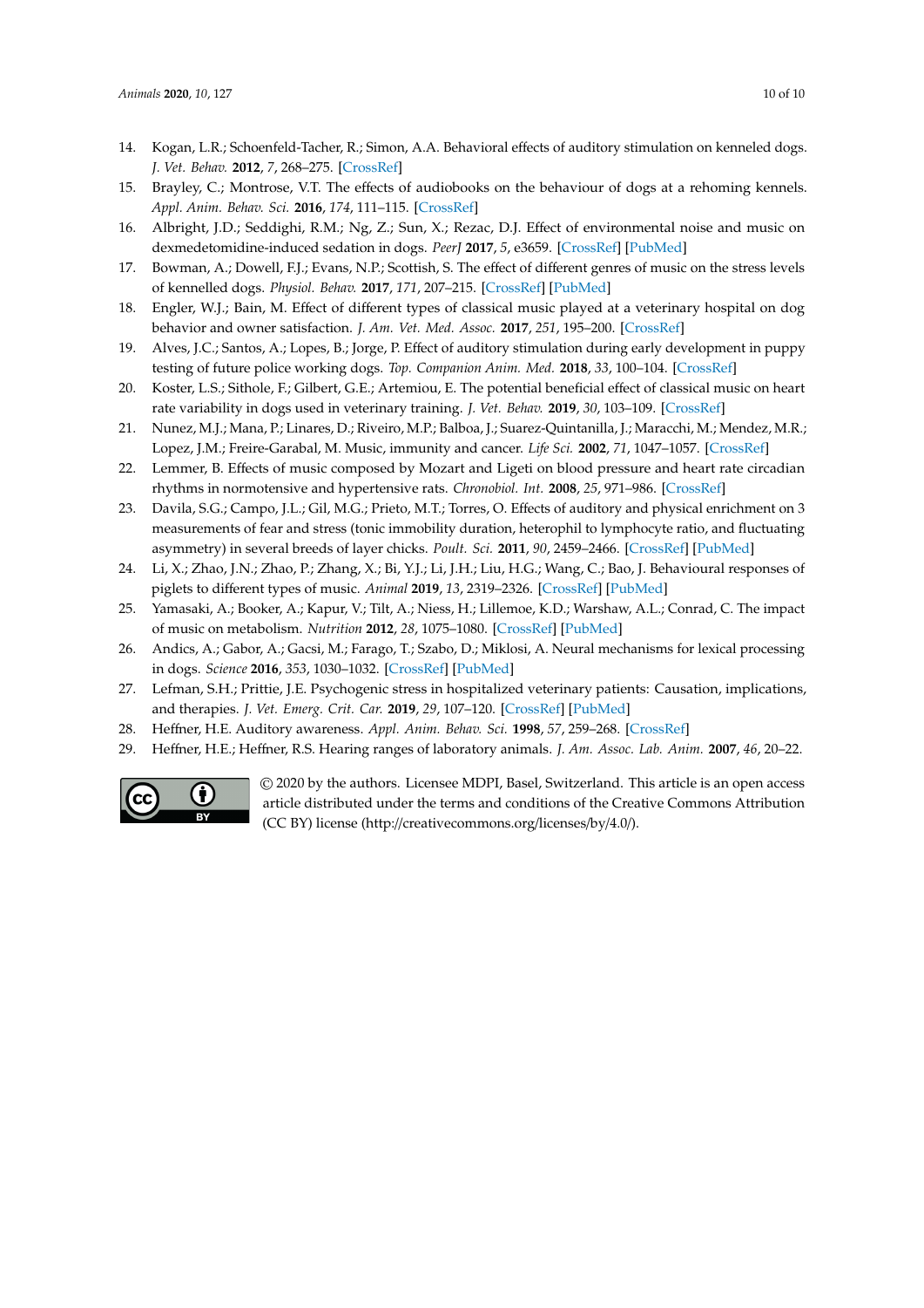14. Kogan, L.R.; Schoenfeld-Tacher, R.; Simon, A.A. Behavioral effects of auditory stimulation on kenneled dogs. *J. Vet. Behav.* **2012**, *7*, 268–275. [CrossRef]
15. Brayley, C.; Montrose, V.T. The effects of audiobooks on the behaviour of dogs at a rehoming kennels. *Appl. Anim. Behav. Sci.* **2016**, *174*, 111–115. [CrossRef]
16. Albright, J.D.; Seddighi, R.M.; Ng, Z.; Sun, X.; Rezac, D.J. Effect of environmental noise and music on dexmedetomidine-induced sedation in dogs. *PeerJ* **2017**, *5*, e3659. [CrossRef] [PubMed]
17. Bowman, A.; Dowell, F.J.; Evans, N.P.; Scottish, S. The effect of different genres of music on the stress levels of kennelled dogs. *Physiol. Behav.* **2017**, *171*, 207–215. [CrossRef] [PubMed]
18. Engler, W.J.; Bain, M. Effect of different types of classical music played at a veterinary hospital on dog behavior and owner satisfaction. *J. Am. Vet. Med. Assoc.* **2017**, *251*, 195–200. [CrossRef]
19. Alves, J.C.; Santos, A.; Lopes, B.; Jorge, P. Effect of auditory stimulation during early development in puppy testing of future police working dogs. *Top. Companion Anim. Med.* **2018**, *33*, 100–104. [CrossRef]
20. Koster, L.S.; Sithole, F.; Gilbert, G.E.; Artemiou, E. The potential beneficial effect of classical music on heart rate variability in dogs used in veterinary training. *J. Vet. Behav.* **2019**, *30*, 103–109. [CrossRef]
21. Nunez, M.J.; Mana, P.; Linares, D.; Riveiro, M.P.; Balboa, J.; Suarez-Quintanilla, J.; Maracchi, M.; Mendez, M.R.; Lopez, J.M.; Freire-Garabal, M. Music, immunity and cancer. *Life Sci.* **2002**, *71*, 1047–1057. [CrossRef]
22. Lemmer, B. Effects of music composed by Mozart and Ligeti on blood pressure and heart rate circadian rhythms in normotensive and hypertensive rats. *Chronobiol. Int.* **2008**, *25*, 971–986. [CrossRef]
23. Davila, S.G.; Campo, J.L.; Gil, M.G.; Prieto, M.T.; Torres, O. Effects of auditory and physical enrichment on 3 measurements of fear and stress (tonic immobility duration, heterophil to lymphocyte ratio, and fluctuating asymmetry) in several breeds of layer chicks. *Poult. Sci.* **2011**, *90*, 2459–2466. [CrossRef] [PubMed]
24. Li, X.; Zhao, J.N.; Zhao, P.; Zhang, X.; Bi, Y.J.; Li, J.H.; Liu, H.G.; Wang, C.; Bao, J. Behavioural responses of piglets to different types of music. *Animal* **2019**, *13*, 2319–2326. [CrossRef] [PubMed]
25. Yamasaki, A.; Booker, A.; Kapur, V.; Tilt, A.; Niess, H.; Lillemoe, K.D.; Warshaw, A.L.; Conrad, C. The impact of music on metabolism. *Nutrition* **2012**, *28*, 1075–1080. [CrossRef] [PubMed]
26. Andics, A.; Gabor, A.; Gacsi, M.; Farago, T.; Szabo, D.; Miklosi, A. Neural mechanisms for lexical processing in dogs. *Science* **2016**, *353*, 1030–1032. [CrossRef] [PubMed]
27. Lefman, S.H.; Prittie, J.E. Psychogenic stress in hospitalized veterinary patients: Causation, implications, and therapies. *J. Vet. Emerg. Crit. Car.* **2019**, *29*, 107–120. [CrossRef] [PubMed]
28. Heffner, H.E. Auditory awareness. *Appl. Anim. Behav. Sci.* **1998**, *57*, 259–268. [CrossRef]
29. Heffner, H.E.; Heffner, R.S. Hearing ranges of laboratory animals. *J. Am. Assoc. Lab. Anim.* **2007**, *46*, 20–22.

© 2020 by the authors. Licensee MDPI, Basel, Switzerland. This article is an open access article distributed under the terms and conditions of the Creative Commons Attribution (CC BY) license (http://creativecommons.org/licenses/by/4.0/).